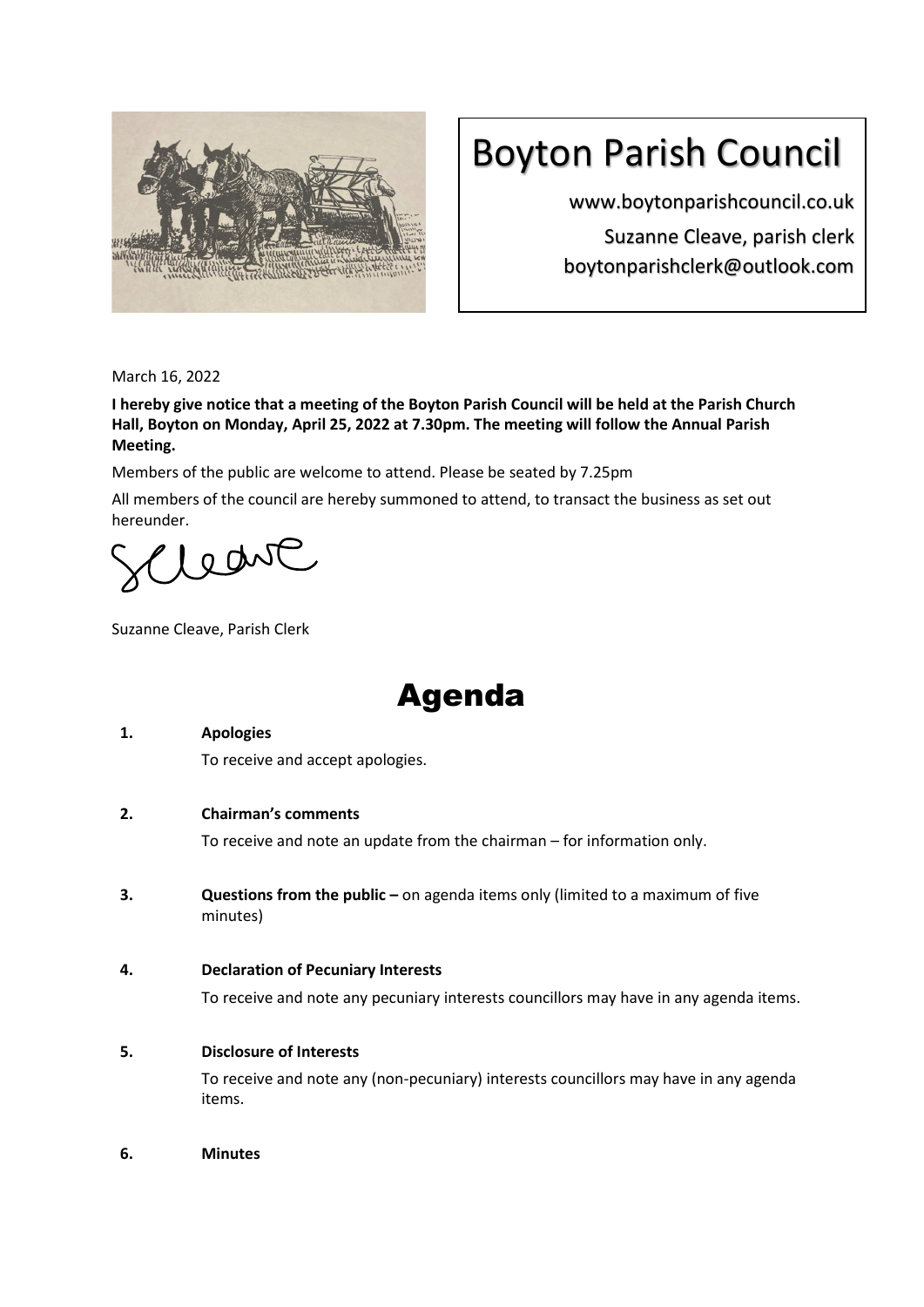# Boyton Parish Council

www.boytonparishcouncil.co.uk

Suzanne Cleave, parish clerk

boytonparishclerk@outlook.com

March 16, 2022

**I hereby give notice that a meeting of the Boyton Parish Council will be held at the Parish Church Hall, Boyton on Monday, April 25, 2022 at 7.30pm. The meeting will follow the Annual Parish Meeting.**

Members of the public are welcome to attend. Please be seated by 7.25pm

All members of the council are hereby summoned to attend, to transact the business as set out hereunder.

SCleave

Suzanne Cleave, Parish Clerk

# Agenda

**1. Apologies**

To receive and accept apologies.

**2. Chairman's comments**

To receive and note an update from the chairman – for information only.

**3. Questions from the public –** on agenda items only (limited to a maximum of five minutes)

**4. Declaration of Pecuniary Interests**

To receive and note any pecuniary interests councillors may have in any agenda items.

**5. Disclosure of Interests**

To receive and note any (non-pecuniary) interests councillors may have in any agenda items.

**6. Minutes**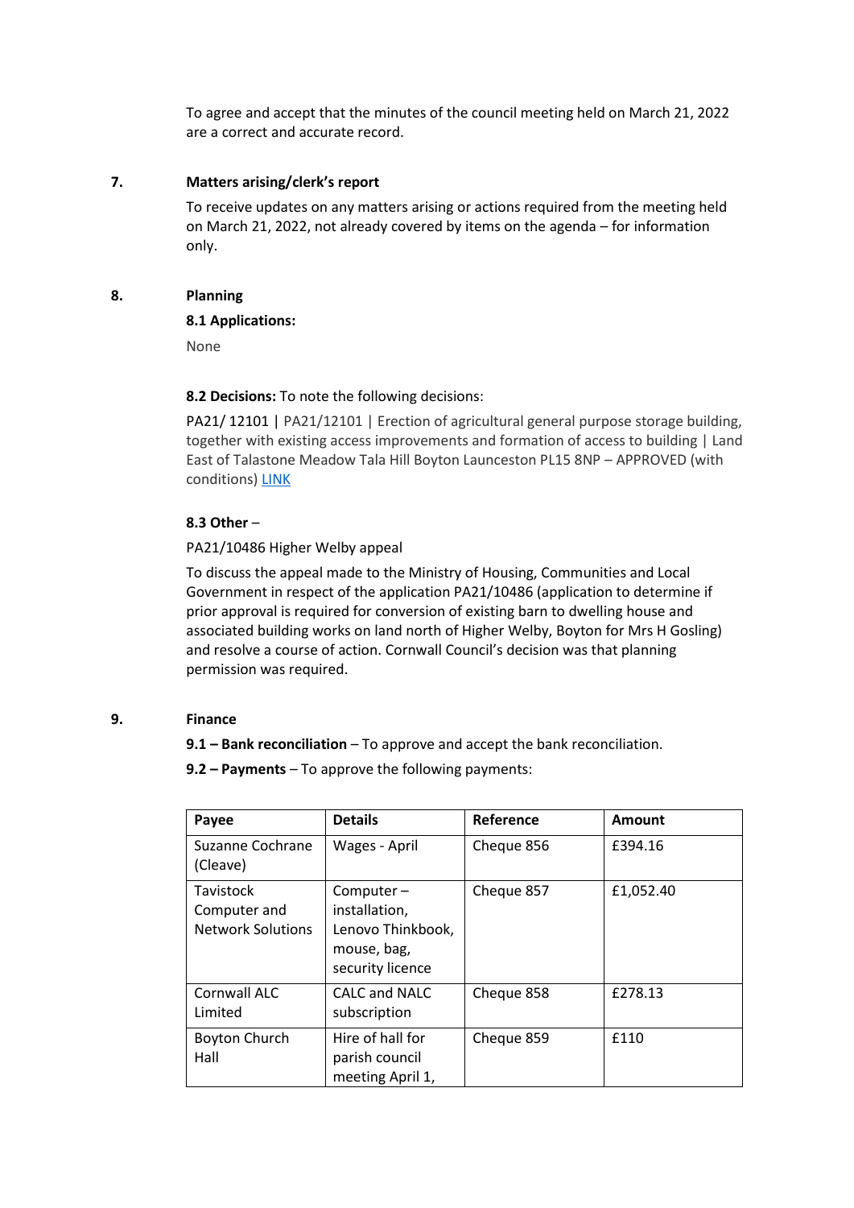To agree and accept that the minutes of the council meeting held on March 21, 2022 are a correct and accurate record.

## 7. Matters arising/clerk's report

To receive updates on any matters arising or actions required from the meeting held on March 21, 2022, not already covered by items on the agenda – for information only.

## 8. Planning

### 8.1 Applications:

None

**8.2 Decisions:** To note the following decisions:

PA21/ 12101 | PA21/12101 | Erection of agricultural general purpose storage building, together with existing access improvements and formation of access to building | Land East of Talastone Meadow Tala Hill Boyton Launceston PL15 8NP – APPROVED (with conditions) LINK

**8.3 Other** –

PA21/10486 Higher Welby appeal

To discuss the appeal made to the Ministry of Housing, Communities and Local Government in respect of the application PA21/10486 (application to determine if prior approval is required for conversion of existing barn to dwelling house and associated building works on land north of Higher Welby, Boyton for Mrs H Gosling) and resolve a course of action. Cornwall Council's decision was that planning permission was required.

## 9. Finance

**9.1 – Bank reconciliation** – To approve and accept the bank reconciliation.

**9.2 – Payments** – To approve the following payments:

| Payee | Details | Reference | Amount |
|---|---|---|---|
| Suzanne Cochrane (Cleave) | Wages - April | Cheque 856 | £394.16 |
| Tavistock Computer and Network Solutions | Computer – installation, Lenovo Thinkbook, mouse, bag, security licence | Cheque 857 | £1,052.40 |
| Cornwall ALC Limited | CALC and NALC subscription | Cheque 858 | £278.13 |
| Boyton Church Hall | Hire of hall for parish council meeting April 1, | Cheque 859 | £110 |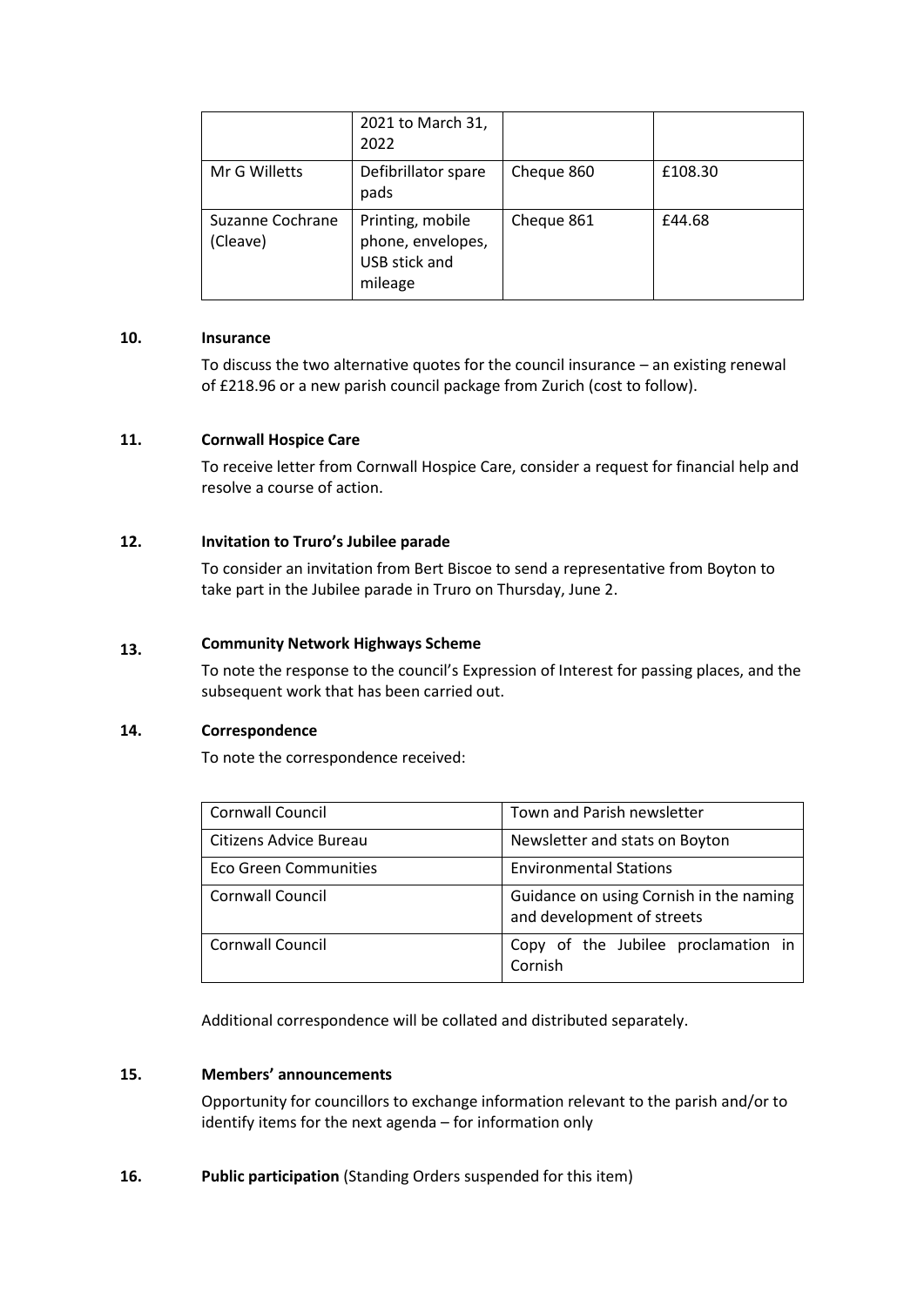|  | 2021 to March 31, 2022 |  |  |
|---|---|---|---|
| Mr G Willetts | Defibrillator spare pads | Cheque 860 | £108.30 |
| Suzanne Cochrane (Cleave) | Printing, mobile phone, envelopes, USB stick and mileage | Cheque 861 | £44.68 |

**10. Insurance**

To discuss the two alternative quotes for the council insurance – an existing renewal of £218.96 or a new parish council package from Zurich (cost to follow).

**11. Cornwall Hospice Care**

To receive letter from Cornwall Hospice Care, consider a request for financial help and resolve a course of action.

**12. Invitation to Truro's Jubilee parade**

To consider an invitation from Bert Biscoe to send a representative from Boyton to take part in the Jubilee parade in Truro on Thursday, June 2.

**13. Community Network Highways Scheme**

To note the response to the council's Expression of Interest for passing places, and the subsequent work that has been carried out.

**14. Correspondence**

To note the correspondence received:

| Cornwall Council | Town and Parish newsletter |
|---|---|
| Citizens Advice Bureau | Newsletter and stats on Boyton |
| Eco Green Communities | Environmental Stations |
| Cornwall Council | Guidance on using Cornish in the naming and development of streets |
| Cornwall Council | Copy of the Jubilee proclamation in Cornish |

Additional correspondence will be collated and distributed separately.

**15. Members' announcements**

Opportunity for councillors to exchange information relevant to the parish and/or to identify items for the next agenda – for information only

**16. Public participation** (Standing Orders suspended for this item)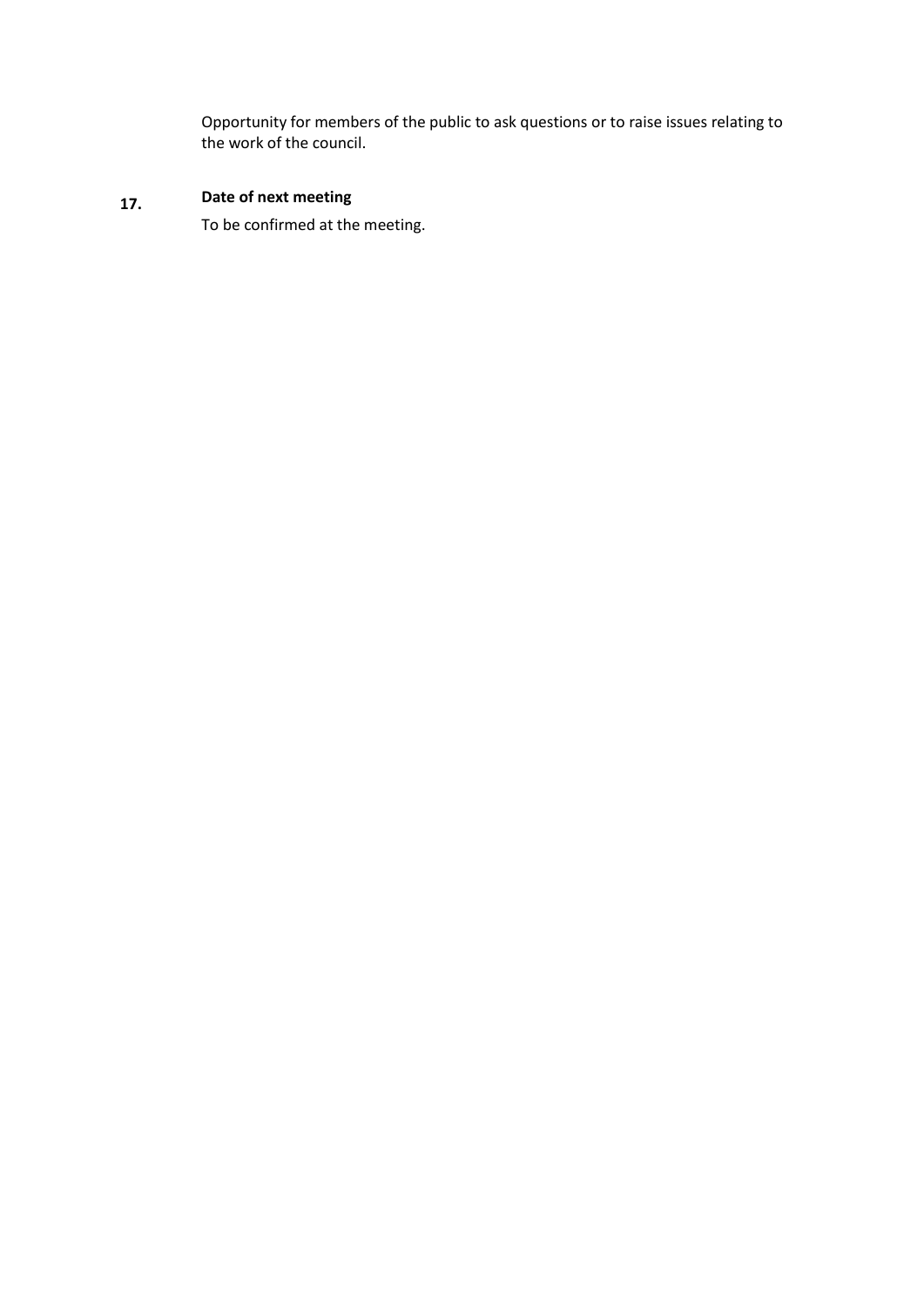Opportunity for members of the public to ask questions or to raise issues relating to the work of the council.

**17. Date of next meeting**

To be confirmed at the meeting.